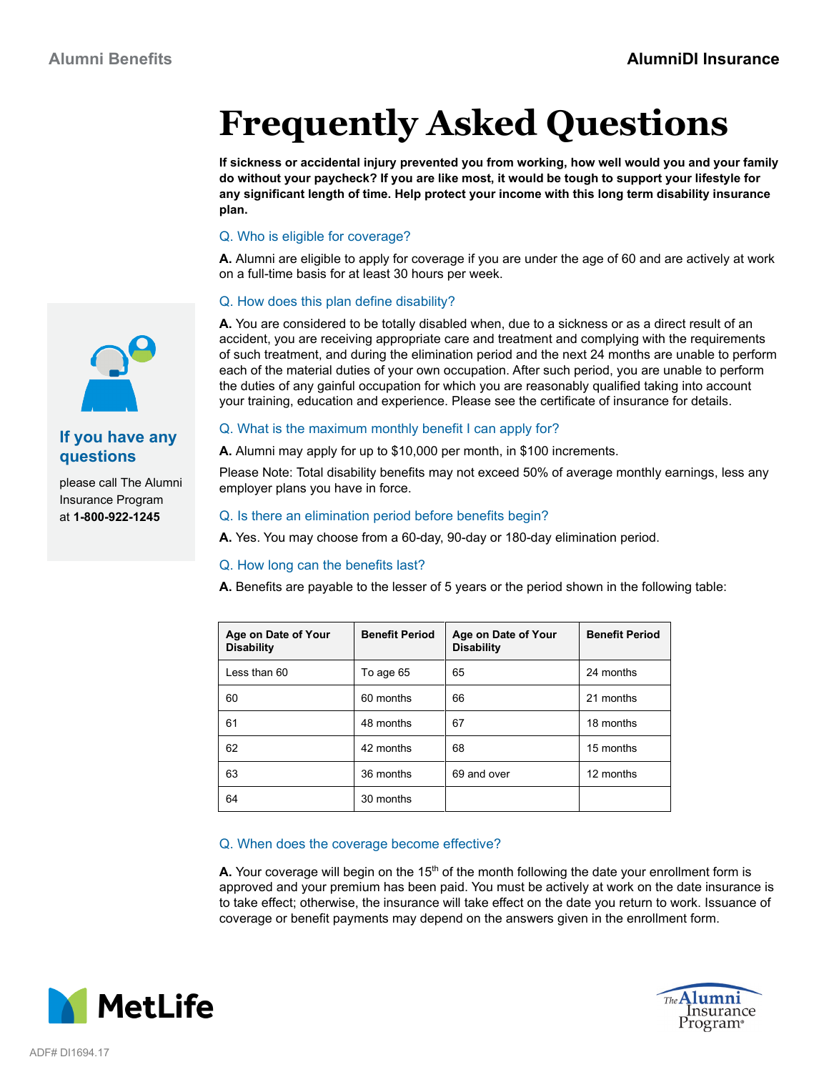Alumni Benefits

**AlumniDI Insurance**

# Frequently Asked Questions

**If sickness or accidental injury prevented you from working, how well would you and your family do without your paycheck? If you are like most, it would be tough to support your lifestyle for any significant length of time. Help protect your income with this long term disability insurance plan.**

### Q. Who is eligible for coverage?

**A.** Alumni are eligible to apply for coverage if you are under the age of 60 and are actively at work on a full-time basis for at least 30 hours per week.

### Q. How does this plan define disability?

**A.** You are considered to be totally disabled when, due to a sickness or as a direct result of an accident, you are receiving appropriate care and treatment and complying with the requirements of such treatment, and during the elimination period and the next 24 months are unable to perform each of the material duties of your own occupation. After such period, you are unable to perform the duties of any gainful occupation for which you are reasonably qualified taking into account your training, education and experience. Please see the certificate of insurance for details.

### Q. What is the maximum monthly benefit I can apply for?

**A.** Alumni may apply for up to $10,000 per month, in $100 increments.

Please Note: Total disability benefits may not exceed 50% of average monthly earnings, less any employer plans you have in force.

### Q. Is there an elimination period before benefits begin?

**A.** Yes. You may choose from a 60-day, 90-day or 180-day elimination period.

### Q. How long can the benefits last?

**A.** Benefits are payable to the lesser of 5 years or the period shown in the following table:

| Age on Date of Your Disability | Benefit Period | Age on Date of Your Disability | Benefit Period |
|---|---|---|---|
| Less than 60 | To age 65 | 65 | 24 months |
| 60 | 60 months | 66 | 21 months |
| 61 | 48 months | 67 | 18 months |
| 62 | 42 months | 68 | 15 months |
| 63 | 36 months | 69 and over | 12 months |
| 64 | 30 months | | |

### Q. When does the coverage become effective?

**A.** Your coverage will begin on the 15th of the month following the date your enrollment form is approved and your premium has been paid. You must be actively at work on the date insurance is to take effect; otherwise, the insurance will take effect on the date you return to work. Issuance of coverage or benefit payments may depend on the answers given in the enrollment form.

## If you have any questions

please call The Alumni Insurance Program at **1-800-922-1245**

MetLife

The Alumni Insurance Program®

ADF# DI1694.17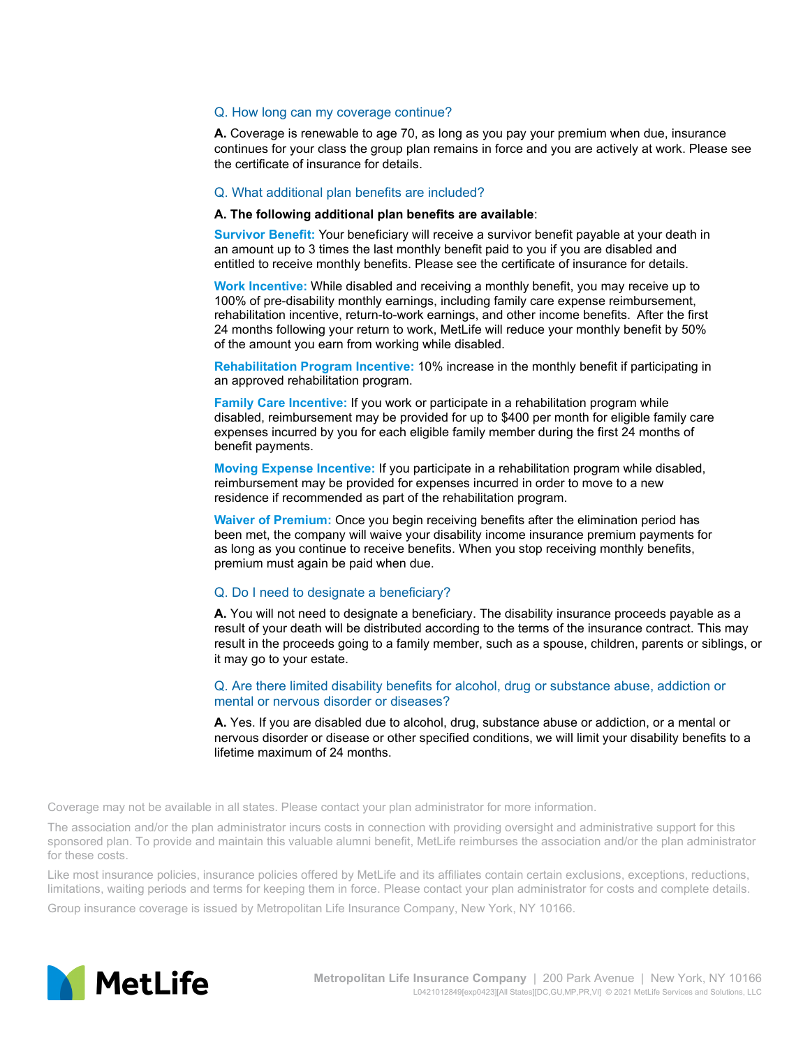### Q. How long can my coverage continue?

**A.** Coverage is renewable to age 70, as long as you pay your premium when due, insurance continues for your class the group plan remains in force and you are actively at work. Please see the certificate of insurance for details.

### Q. What additional plan benefits are included?

**A. The following additional plan benefits are available**:

**Survivor Benefit:** Your beneficiary will receive a survivor benefit payable at your death in an amount up to 3 times the last monthly benefit paid to you if you are disabled and entitled to receive monthly benefits. Please see the certificate of insurance for details.

**Work Incentive:** While disabled and receiving a monthly benefit, you may receive up to 100% of pre-disability monthly earnings, including family care expense reimbursement, rehabilitation incentive, return-to-work earnings, and other income benefits. After the first 24 months following your return to work, MetLife will reduce your monthly benefit by 50% of the amount you earn from working while disabled.

**Rehabilitation Program Incentive:** 10% increase in the monthly benefit if participating in an approved rehabilitation program.

**Family Care Incentive:** If you work or participate in a rehabilitation program while disabled, reimbursement may be provided for up to $400 per month for eligible family care expenses incurred by you for each eligible family member during the first 24 months of benefit payments.

**Moving Expense Incentive:** If you participate in a rehabilitation program while disabled, reimbursement may be provided for expenses incurred in order to move to a new residence if recommended as part of the rehabilitation program.

**Waiver of Premium:** Once you begin receiving benefits after the elimination period has been met, the company will waive your disability income insurance premium payments for as long as you continue to receive benefits. When you stop receiving monthly benefits, premium must again be paid when due.

### Q. Do I need to designate a beneficiary?

**A.** You will not need to designate a beneficiary. The disability insurance proceeds payable as a result of your death will be distributed according to the terms of the insurance contract. This may result in the proceeds going to a family member, such as a spouse, children, parents or siblings, or it may go to your estate.

### Q. Are there limited disability benefits for alcohol, drug or substance abuse, addiction or mental or nervous disorder or diseases?

**A.** Yes. If you are disabled due to alcohol, drug, substance abuse or addiction, or a mental or nervous disorder or disease or other specified conditions, we will limit your disability benefits to a lifetime maximum of 24 months.

Coverage may not be available in all states. Please contact your plan administrator for more information.

The association and/or the plan administrator incurs costs in connection with providing oversight and administrative support for this sponsored plan. To provide and maintain this valuable alumni benefit, MetLife reimburses the association and/or the plan administrator for these costs.

Like most insurance policies, insurance policies offered by MetLife and its affiliates contain certain exclusions, exceptions, reductions, limitations, waiting periods and terms for keeping them in force. Please contact your plan administrator for costs and complete details.

Group insurance coverage is issued by Metropolitan Life Insurance Company, New York, NY 10166.

MetLife

**Metropolitan Life Insurance Company** | 200 Park Avenue | New York, NY 10166
L0421012849[exp0423][All States][DC,GU,MP,PR,VI] © 2021 MetLife Services and Solutions, LLC